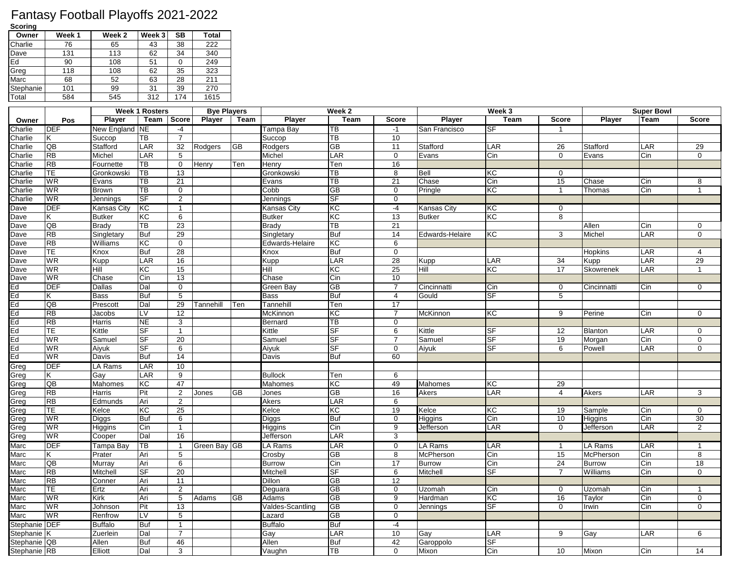# Fantasy Football Playoffs 2021-2022

**Scoring**

| Owner | Week 1 | Week 2 | Week 3 | SB | Total |
|---|---|---|---|---|---|
| Charlie | 76 | 65 | 43 | 38 | 222 |
| Dave | 131 | 113 | 62 | 34 | 340 |
| Ed | 90 | 108 | 51 | 0 | 249 |
| Greg | 118 | 108 | 62 | 35 | 323 |
| Marc | 68 | 52 | 63 | 28 | 211 |
| Stephanie | 101 | 99 | 31 | 39 | 270 |
| Total | 584 | 545 | 312 | 174 | 1615 |

| | | Week 1 Rosters | | | Bye Players | | Week 2 | | | Week 3 | | | Super Bowl | | |
|---|---|---|---|---|---|---|---|---|---|---|---|---|---|---|---|
| Owner | Pos | Player | Team | Score | Player | Team | Player | Team | Score | Player | Team | Score | Player | Team | Score |
| Charlie | DEF | New England | NE | -4 | | | Tampa Bay | TB | -1 | San Francisco | SF | 1 | | | |
| Charlie | K | Succop | TB | 7 | | | Succop | TB | 10 | | | | | | |
| Charlie | QB | Stafford | LAR | 32 | Rodgers | GB | Rodgers | GB | 11 | Stafford | LAR | 26 | Stafford | LAR | 29 |
| Charlie | RB | Michel | LAR | 5 | | | Michel | LAR | 0 | Evans | Cin | 0 | Evans | Cin | 0 |
| Charlie | RB | Fournette | TB | 0 | Henry | Ten | Henry | Ten | 16 | | | | | | |
| Charlie | TE | Gronkowski | TB | 13 | | | Gronkowski | TB | 8 | Bell | KC | 0 | | | |
| Charlie | WR | Evans | TB | 21 | | | Evans | TB | 21 | Chase | Cin | 15 | Chase | Cin | 8 |
| Charlie | WR | Brown | TB | 0 | | | Cobb | GB | 0 | Pringle | KC | 1 | Thomas | Cin | 1 |
| Charlie | WR | Jennings | SF | 2 | | | Jennings | SF | 0 | | | | | | |
| Dave | DEF | Kansas City | KC | 1 | | | Kansas City | KC | -4 | Kansas City | KC | 0 | | | |
| Dave | K | Butker | KC | 6 | | | Butker | KC | 13 | Butker | KC | 8 | | | |
| Dave | QB | Brady | TB | 23 | | | Brady | TB | 21 | | | | Allen | Cin | 0 |
| Dave | RB | Singletary | Buf | 29 | | | Singletary | Buf | 14 | Edwards-Helaire | KC | 3 | Michel | LAR | 0 |
| Dave | RB | Williams | KC | 0 | | | Edwards-Helaire | KC | 6 | | | | | | |
| Dave | TE | Knox | Buf | 28 | | | Knox | Buf | 0 | | | | Hopkins | LAR | 4 |
| Dave | WR | Kupp | LAR | 16 | | | Kupp | LAR | 28 | Kupp | LAR | 34 | Kupp | LAR | 29 |
| Dave | WR | Hill | KC | 15 | | | Hill | KC | 25 | Hill | KC | 17 | Skowrenek | LAR | 1 |
| Dave | WR | Chase | Cin | 13 | | | Chase | Cin | 10 | | | | | | |
| Ed | DEF | Dallas | Dal | 0 | | | Green Bay | GB | 7 | Cincinnatti | Cin | 0 | Cincinnatti | Cin | 0 |
| Ed | K | Bass | Buf | 5 | | | Bass | Buf | 4 | Gould | SF | 5 | | | |
| Ed | QB | Prescott | Dal | 29 | Tannehill | Ten | Tannehill | Ten | 17 | | | | | | |
| Ed | RB | Jacobs | LV | 12 | | | McKinnon | KC | 7 | McKinnon | KC | 9 | Perine | Cin | 0 |
| Ed | RB | Harris | NE | 3 | | | Bernard | TB | 0 | | | | | | |
| Ed | TE | Kittle | SF | 1 | | | Kittle | SF | 6 | Kittle | SF | 12 | Blanton | LAR | 0 |
| Ed | WR | Samuel | SF | 20 | | | Samuel | SF | 7 | Samuel | SF | 19 | Morgan | Cin | 0 |
| Ed | WR | Aiyuk | SF | 6 | | | Aiyuk | SF | 0 | Aiyuk | SF | 6 | Powell | LAR | 0 |
| Ed | WR | Davis | Buf | 14 | | | Davis | Buf | 60 | | | | | | |
| Greg | DEF | LA Rams | LAR | 10 | | | | | | | | | | | |
| Greg | K | Gay | LAR | 9 | | | Bullock | Ten | 6 | | | | | | |
| Greg | QB | Mahomes | KC | 47 | | | Mahomes | KC | 49 | Mahomes | KC | 29 | | | |
| Greg | RB | Harris | Pit | 2 | Jones | GB | Jones | GB | 16 | Akers | LAR | 4 | Akers | LAR | 3 |
| Greg | RB | Edmunds | Ari | 2 | | | Akers | LAR | 6 | | | | | | |
| Greg | TE | Kelce | KC | 25 | | | Kelce | KC | 19 | Kelce | KC | 19 | Sample | Cin | 0 |
| Greg | WR | Diggs | Buf | 6 | | | Diggs | Buf | 0 | Higgins | Cin | 10 | Higgins | Cin | 30 |
| Greg | WR | Higgins | Cin | 1 | | | Higgins | Cin | 9 | Jefferson | LAR | 0 | Jefferson | LAR | 2 |
| Greg | WR | Cooper | Dal | 16 | | | Jefferson | LAR | 3 | | | | | | |
| Marc | DEF | Tampa Bay | TB | 1 | Green Bay | GB | LA Rams | LAR | 0 | LA Rams | LAR | 1 | LA Rams | LAR | 1 |
| Marc | K | Prater | Ari | 5 | | | Crosby | GB | 8 | McPherson | Cin | 15 | McPherson | Cin | 8 |
| Marc | QB | Murray | Ari | 6 | | | Burrow | Cin | 17 | Burrow | Cin | 24 | Burrow | Cin | 18 |
| Marc | RB | Mitchell | SF | 20 | | | Mitchell | SF | 6 | Mitchell | SF | 7 | Williams | Cin | 0 |
| Marc | RB | Conner | Ari | 11 | | | Dillon | GB | 12 | | | | | | |
| Marc | TE | Ertz | Ari | 2 | | | Deguara | GB | 0 | Uzomah | Cin | 0 | Uzomah | Cin | 1 |
| Marc | WR | Kirk | Ari | 5 | Adams | GB | Adams | GB | 9 | Hardman | KC | 16 | Taylor | Cin | 0 |
| Marc | WR | Johnson | Pit | 13 | | | Valdes-Scantling | GB | 0 | Jennings | SF | 0 | Irwin | Cin | 0 |
| Marc | WR | Renfrow | LV | 5 | | | Lazard | GB | 0 | | | | | | |
| Stephanie | DEF | Buffalo | Buf | 1 | | | Buffalo | Buf | -4 | | | | | | |
| Stephanie | K | Zuerlein | Dal | 7 | | | Gay | LAR | 10 | Gay | LAR | 9 | Gay | LAR | 6 |
| Stephanie | QB | Allen | Buf | 46 | | | Allen | Buf | 42 | Garoppolo | SF | | | | |
| Stephanie | RB | Elliott | Dal | 3 | | | Vaughn | TB | 0 | Mixon | Cin | 10 | Mixon | Cin | 14 |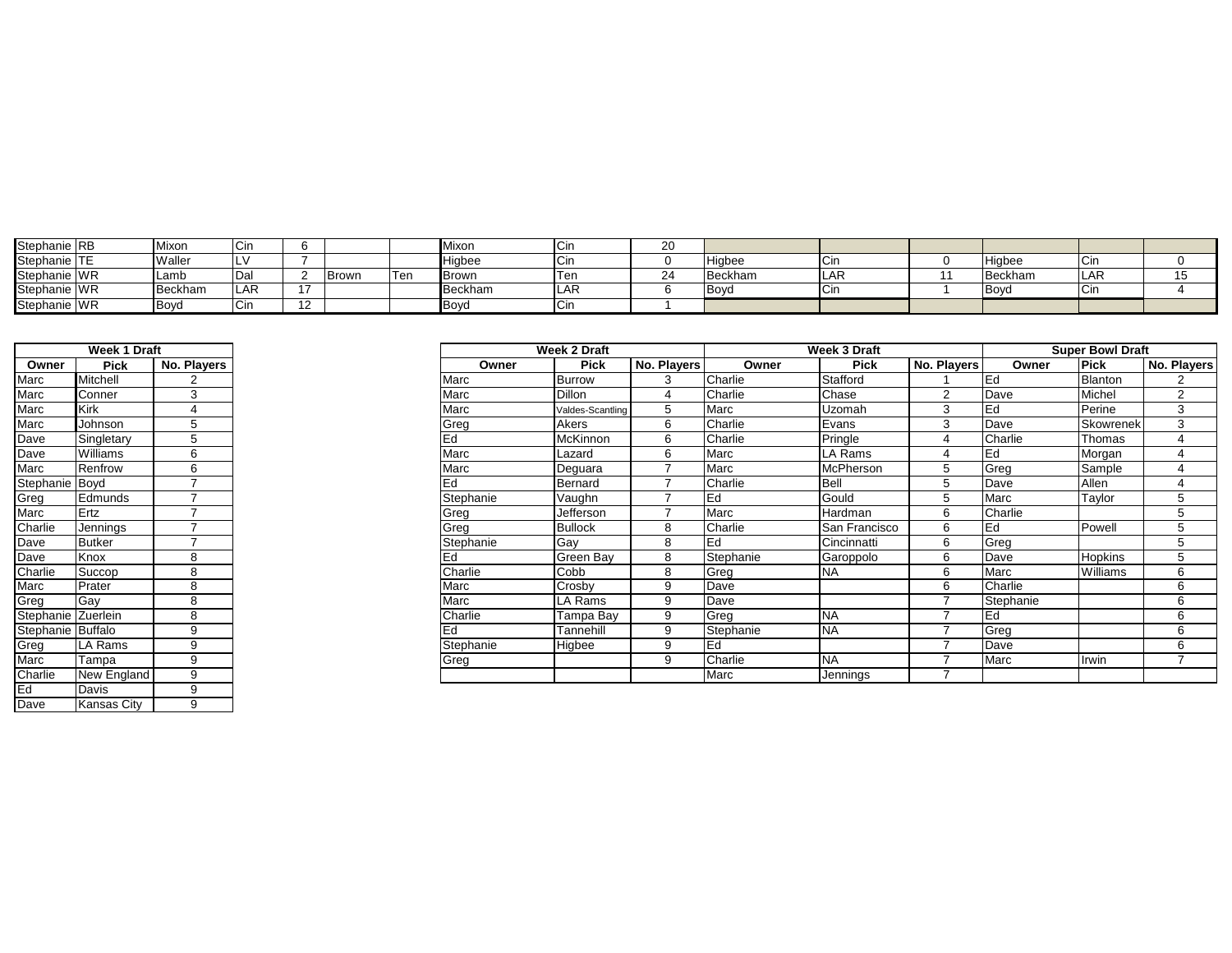| | | | | | | | | | | | | | | | | |
|---|---|---|---|---|---|---|---|---|---|---|---|---|---|---|---|---|
| Stephanie | RB | Mixon | Cin | 6 | | | Mixon | Cin | 20 | | | | | | |
| Stephanie | TE | Waller | LV | 7 | | | Higbee | Cin | 0 | Higbee | Cin | 0 | Higbee | Cin | 0 |
| Stephanie | WR | Lamb | Dal | 2 | Brown | Ten | Brown | Ten | 24 | Beckham | LAR | 11 | Beckham | LAR | 15 |
| Stephanie | WR | Beckham | LAR | 17 | | | Beckham | LAR | 6 | Boyd | Cin | 1 | Boyd | Cin | 4 |
| Stephanie | WR | Boyd | Cin | 12 | | | Boyd | Cin | 1 | | | | | | |

| Week 1 Draft | | |
|---|---|---|
| Owner | Pick | No. Players |
| Marc | Mitchell | 2 |
| Marc | Conner | 3 |
| Marc | Kirk | 4 |
| Marc | Johnson | 5 |
| Dave | Singletary | 5 |
| Dave | Williams | 6 |
| Marc | Renfrow | 6 |
| Stephanie | Boyd | 7 |
| Greg | Edmunds | 7 |
| Marc | Ertz | 7 |
| Charlie | Jennings | 7 |
| Dave | Butker | 7 |
| Dave | Knox | 8 |
| Charlie | Succop | 8 |
| Marc | Prater | 8 |
| Greg | Gay | 8 |
| Stephanie | Zuerlein | 8 |
| Stephanie | Buffalo | 9 |
| Greg | LA Rams | 9 |
| Marc | Tampa | 9 |
| Charlie | New England | 9 |
| Ed | Davis | 9 |
| Dave | Kansas City | 9 |

| Week 2 Draft | | | Week 3 Draft | | | Super Bowl Draft | | |
|---|---|---|---|---|---|---|---|---|
| Owner | Pick | No. Players | Owner | Pick | No. Players | Owner | Pick | No. Players |
| Marc | Burrow | 3 | Charlie | Stafford | 1 | Ed | Blanton | 2 |
| Marc | Dillon | 4 | Charlie | Chase | 2 | Dave | Michel | 2 |
| Marc | Valdes-Scantling | 5 | Marc | Uzomah | 3 | Ed | Perine | 3 |
| Greg | Akers | 6 | Charlie | Evans | 3 | Dave | Skowrenek | 3 |
| Ed | McKinnon | 6 | Charlie | Pringle | 4 | Charlie | Thomas | 4 |
| Marc | Lazard | 6 | Marc | LA Rams | 4 | Ed | Morgan | 4 |
| Marc | Deguara | 7 | Marc | McPherson | 5 | Greg | Sample | 4 |
| Ed | Bernard | 7 | Charlie | Bell | 5 | Dave | Allen | 4 |
| Stephanie | Vaughn | 7 | Ed | Gould | 5 | Marc | Taylor | 5 |
| Greg | Jefferson | 7 | Marc | Hardman | 6 | Charlie | | 5 |
| Greg | Bullock | 8 | Charlie | San Francisco | 6 | Ed | Powell | 5 |
| Stephanie | Gay | 8 | Ed | Cincinnatti | 6 | Greg | | 5 |
| Ed | Green Bay | 8 | Stephanie | Garoppolo | 6 | Dave | Hopkins | 5 |
| Charlie | Cobb | 8 | Greg | NA | 6 | Marc | Williams | 6 |
| Marc | Crosby | 9 | Dave | | 6 | Charlie | | 6 |
| Marc | LA Rams | 9 | Dave | | 7 | Stephanie | | 6 |
| Charlie | Tampa Bay | 9 | Greg | NA | 7 | Ed | | 6 |
| Ed | Tannehill | 9 | Stephanie | NA | 7 | Greg | | 6 |
| Stephanie | Higbee | 9 | Ed | | 7 | Dave | | 6 |
| Greg | | 9 | Charlie | NA | 7 | Marc | Irwin | 7 |
| | | | Marc | Jennings | 7 | | | |